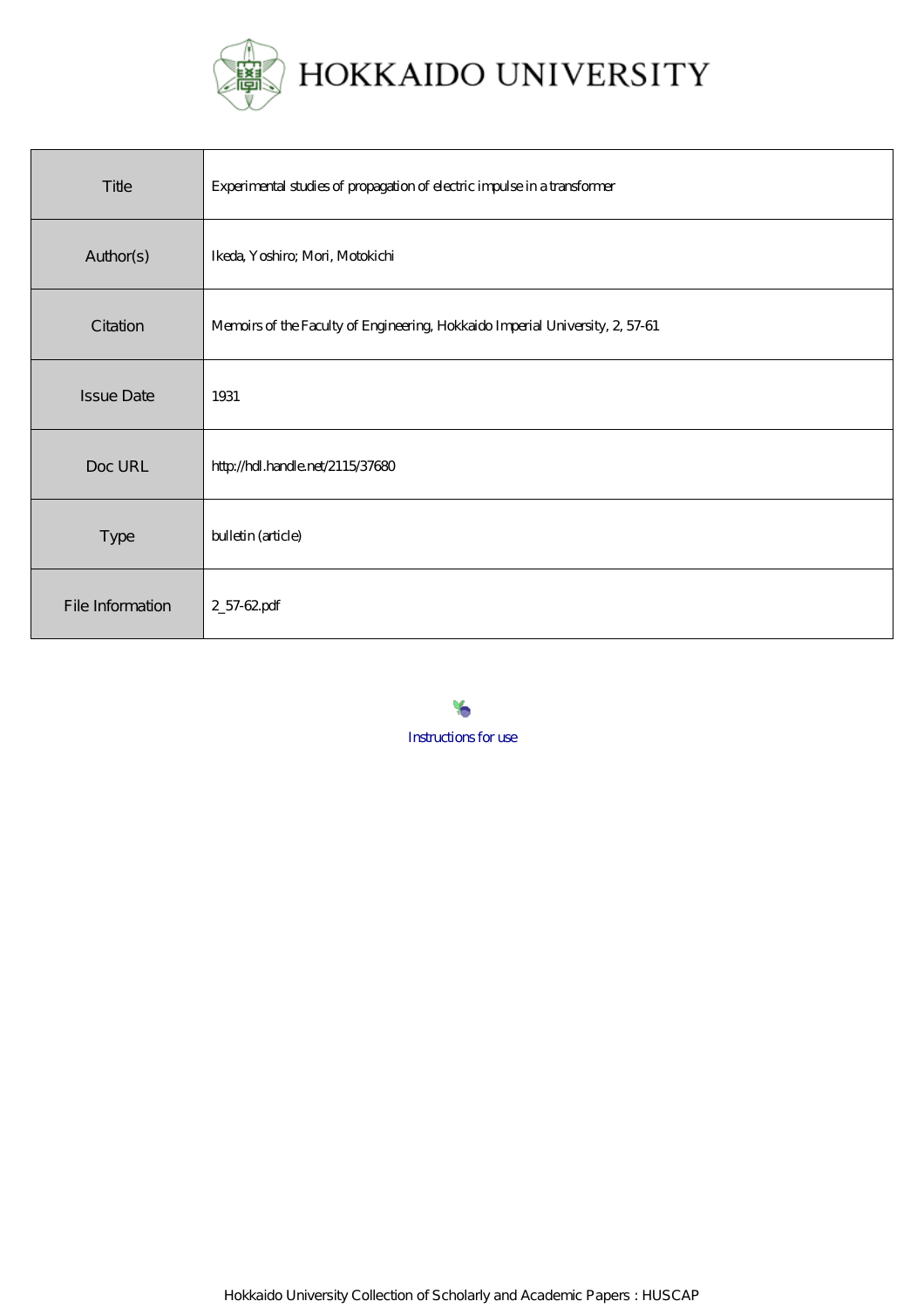# HOKKAIDO UNIVERSITY

| | |
|---|---|
| Title | Experimental studies of propagation of electric impulse in a transformer |
| Author(s) | Ikeda, Yoshiro; Mori, Motokichi |
| Citation | Memoirs of the Faculty of Engineering, Hokkaido Imperial University, 2, 57-61 |
| Issue Date | 1931 |
| Doc URL | http://hdl.handle.net/2115/37680 |
| Type | bulletin (article) |
| File Information | 2_57-62.pdf |

Instructions for use

Hokkaido University Collection of Scholarly and Academic Papers : HUSCAP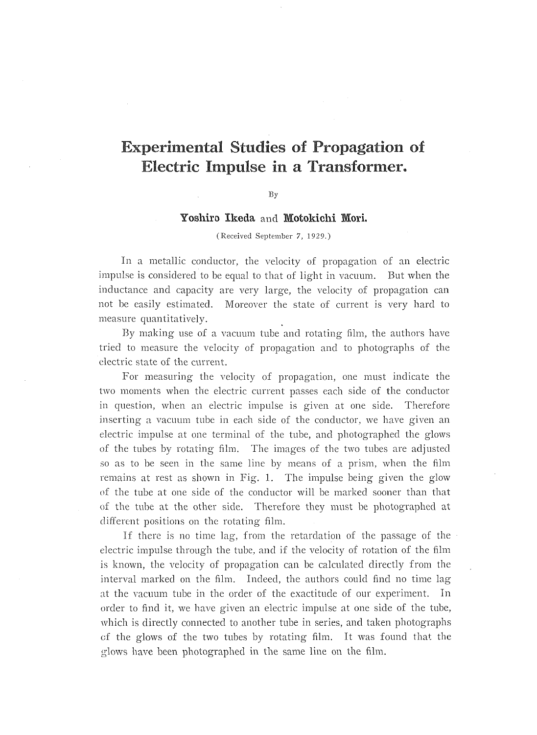# Experimental Studies of Propagation of Electric Impulse in a Transformer.

By

**Yoshiro Ikeda** and **Motokichi Mori.**

(Received September 7, 1929.)

In a metallic conductor, the velocity of propagation of an electric impulse is considered to be equal to that of light in vacuum. But when the inductance and capacity are very large, the velocity of propagation can not be easily estimated. Moreover the state of current is very hard to measure quantitatively.

By making use of a vacuum tube and rotating film, the authors have tried to measure the velocity of propagation and to photographs of the electric state of the current.

For measuring the velocity of propagation, one must indicate the two moments when the electric current passes each side of the conductor in question, when an electric impulse is given at one side. Therefore inserting a vacuum tube in each side of the conductor, we have given an electric impulse at one terminal of the tube, and photographed the glows of the tubes by rotating film. The images of the two tubes are adjusted so as to be seen in the same line by means of a prism, when the film remains at rest as shown in Fig. 1. The impulse being given the glow of the tube at one side of the conductor will be marked sooner than that of the tube at the other side. Therefore they must be photographed at different positions on the rotating film.

If there is no time lag, from the retardation of the passage of the electric impulse through the tube, and if the velocity of rotation of the film is known, the velocity of propagation can be calculated directly from the interval marked on the film. Indeed, the authors could find no time lag at the vacuum tube in the order of the exactitude of our experiment. In order to find it, we have given an electric impulse at one side of the tube, which is directly connected to another tube in series, and taken photographs of the glows of the two tubes by rotating film. It was found that the glows have been photographed in the same line on the film.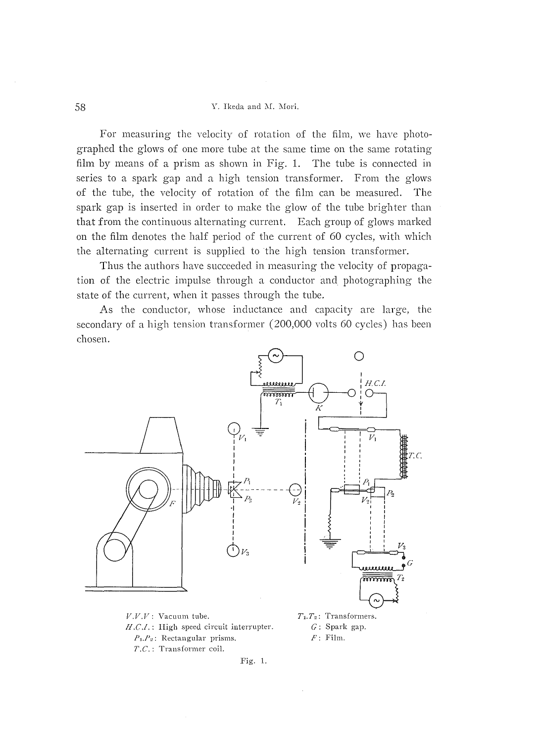For measuring the velocity of rotation of the film, we have photographed the glows of one more tube at the same time on the same rotating film by means of a prism as shown in Fig. 1. The tube is connected in series to a spark gap and a high tension transformer. From the glows of the tube, the velocity of rotation of the film can be measured. The spark gap is inserted in order to make the glow of the tube brighter than that from the continuous alternating current. Each group of glows marked on the film denotes the half period of the current of 60 cycles, with which the alternating current is supplied to the high tension transformer.

Thus the authors have succeeded in measuring the velocity of propagation of the electric impulse through a conductor and photographing the state of the current, when it passes through the tube.

As the conductor, whose inductance and capacity are large, the secondary of a high tension transformer (200,000 volts 60 cycles) has been chosen.

$V.V.V$: Vacuum tube.
$H.C.I.$: High speed circuit interrupter.
$P_1.P_2$: Rectangular prisms.
$T.C.$: Transformer coil.
$T_1.T_2$: Transformers.
$G$: Spark gap.
$F$: Film.

Fig. 1.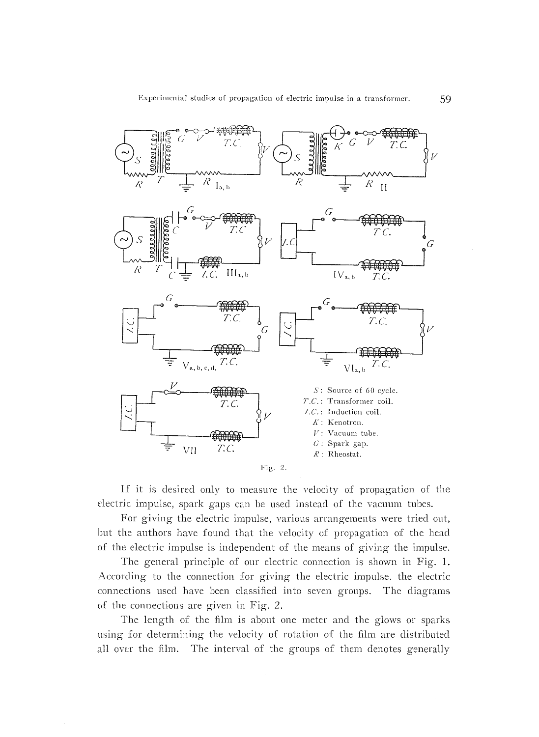I$_{a,b}$

II

III$_{a,b}$

IV$_{a,b}$

V$_{a,b,c,d}$

VI$_{a,b}$

VII

$S$: Source of 60 cycle.
$T.C.$: Transformer coil.
$I.C.$: Induction coil.
$K$: Kenotron.
$V$: Vacuum tube.
$G$: Spark gap.
$R$: Rheostat.

Fig. 2.

If it is desired only to measure the velocity of propagation of the electric impulse, spark gaps can be used instead of the vacuum tubes.

For giving the electric impulse, various arrangements were tried out, but the authors have found that the velocity of propagation of the head of the electric impulse is independent of the means of giving the impulse.

The general principle of our electric connection is shown in Fig. 1. According to the connection for giving the electric impulse, the electric connections used have been classified into seven groups. The diagrams of the connections are given in Fig. 2.

The length of the film is about one meter and the glows or sparks using for determining the velocity of rotation of the film are distributed all over the film. The interval of the groups of them denotes generally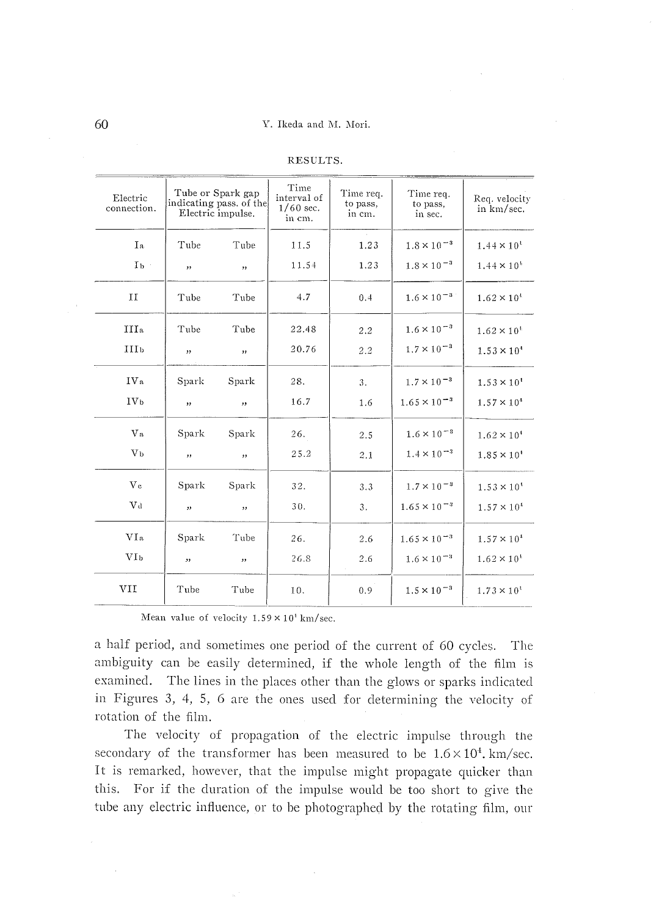RESULTS.

| Electric connection. | Tube or Spark gap indicating pass. of the Electric impulse. | | Time interval of 1/60 sec. in cm. | Time req. to pass, in cm. | Time req. to pass, in sec. | Req. velocity in km/sec. |
|---|---|---|---|---|---|---|
| Ia | Tube | Tube | 11.5 | 1.23 | $1.8 \times 10^{-3}$ | $1.44 \times 10^{4}$ |
| Ib | ,, | ,, | 11.54 | 1.23 | $1.8 \times 10^{-3}$ | $1.44 \times 10^{4}$ |
| II | Tube | Tube | 4.7 | 0.4 | $1.6 \times 10^{-3}$ | $1.62 \times 10^{4}$ |
| IIIa | Tube | Tube | 22.48 | 2.2 | $1.6 \times 10^{-3}$ | $1.62 \times 10^{4}$ |
| IIIb | ,, | ,, | 20.76 | 2.2 | $1.7 \times 10^{-3}$ | $1.53 \times 10^{4}$ |
| IVa | Spark | Spark | 28. | 3. | $1.7 \times 10^{-3}$ | $1.53 \times 10^{4}$ |
| IVb | ,, | ,, | 16.7 | 1.6 | $1.65 \times 10^{-3}$ | $1.57 \times 10^{4}$ |
| Va | Spark | Spark | 26. | 2.5 | $1.6 \times 10^{-3}$ | $1.62 \times 10^{4}$ |
| Vb | ,, | ,, | 25.2 | 2.1 | $1.4 \times 10^{-3}$ | $1.85 \times 10^{4}$ |
| Vc | Spark | Spark | 32. | 3.3 | $1.7 \times 10^{-3}$ | $1.53 \times 10^{4}$ |
| Vd | ,, | ,, | 30. | 3. | $1.65 \times 10^{-3}$ | $1.57 \times 10^{4}$ |
| VIa | Spark | Tube | 26. | 2.6 | $1.65 \times 10^{-3}$ | $1.57 \times 10^{4}$ |
| VIb | ,, | ,, | 26.8 | 2.6 | $1.6 \times 10^{-3}$ | $1.62 \times 10^{4}$ |
| VII | Tube | Tube | 10. | 0.9 | $1.5 \times 10^{-3}$ | $1.73 \times 10^{4}$ |

Mean value of velocity $1.59 \times 10^{4}$ km/sec.

a half period, and sometimes one period of the current of 60 cycles. The ambiguity can be easily determined, if the whole length of the film is examined. The lines in the places other than the glows or sparks indicated in Figures 3, 4, 5, 6 are the ones used for determining the velocity of rotation of the film.

The velocity of propagation of the electric impulse through the secondary of the transformer has been measured to be $1.6 \times 10^{4}$. km/sec. It is remarked, however, that the impulse might propagate quicker than this. For if the duration of the impulse would be too short to give the tube any electric influence, or to be photographed by the rotating film, our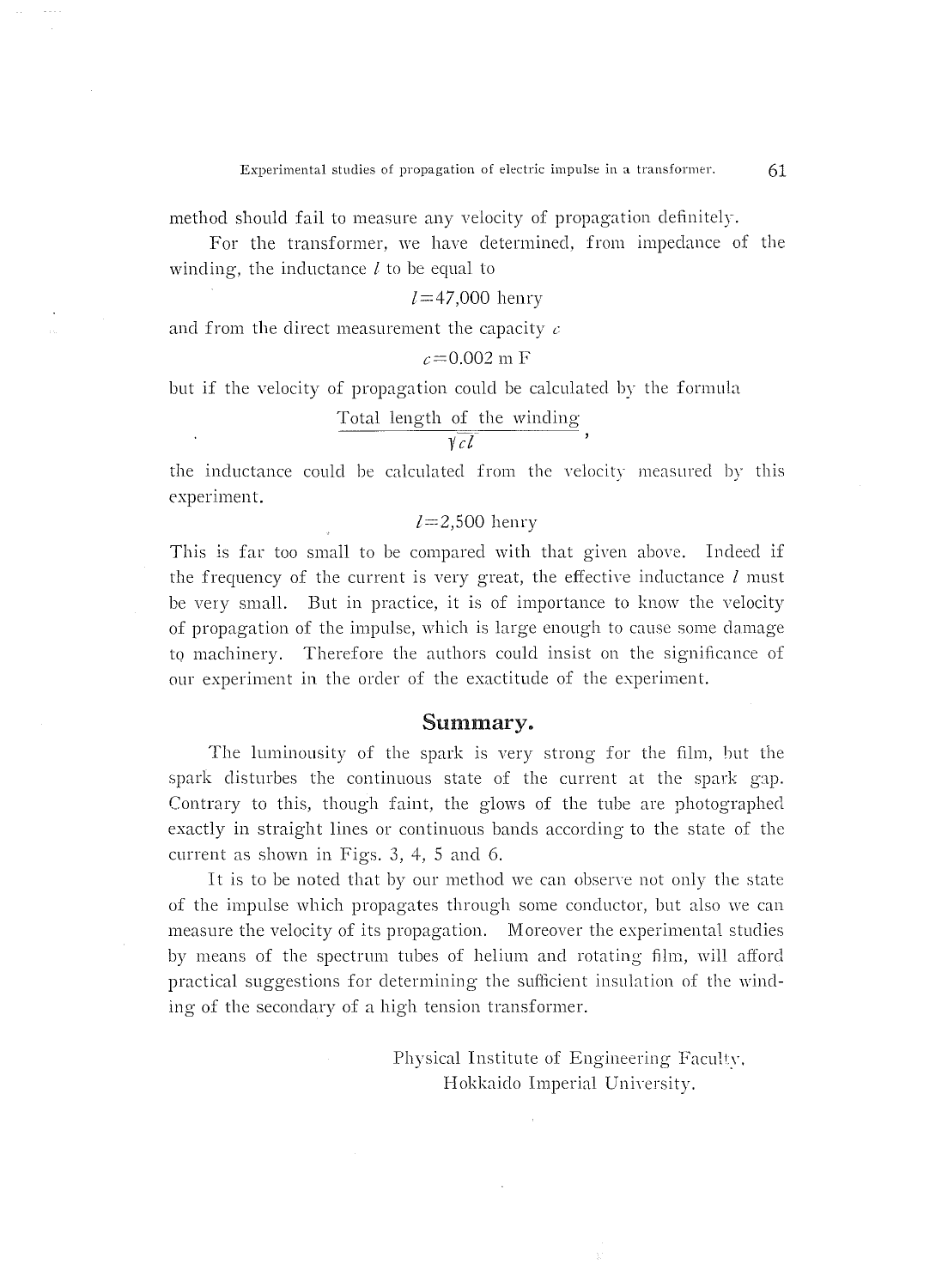method should fail to measure any velocity of propagation definitely.

For the transformer, we have determined, from impedance of the winding, the inductance $l$ to be equal to

$$l = 47{,}000 \text{ henry}$$

and from the direct measurement the capacity $c$

$$c = 0.002 \text{ m F}$$

but if the velocity of propagation could be calculated by the formula

$$\frac{\text{Total length of the winding}}{\sqrt{cl}},$$

the inductance could be calculated from the velocity measured by this experiment.

$$l = 2{,}500 \text{ henry}$$

This is far too small to be compared with that given above. Indeed if the frequency of the current is very great, the effective inductance $l$ must be very small. But in practice, it is of importance to know the velocity of propagation of the impulse, which is large enough to cause some damage to machinery. Therefore the authors could insist on the significance of our experiment in the order of the exactitude of the experiment.

## Summary.

The luminousity of the spark is very strong for the film, but the spark disturbes the continuous state of the current at the spark gap. Contrary to this, though faint, the glows of the tube are photographed exactly in straight lines or continuous bands according to the state of the current as shown in Figs. 3, 4, 5 and 6.

It is to be noted that by our method we can observe not only the state of the impulse which propagates through some conductor, but also we can measure the velocity of its propagation. Moreover the experimental studies by means of the spectrum tubes of helium and rotating film, will afford practical suggestions for determining the sufficient insulation of the winding of the secondary of a high tension transformer.

Physical Institute of Engineering Faculty,
Hokkaido Imperial University.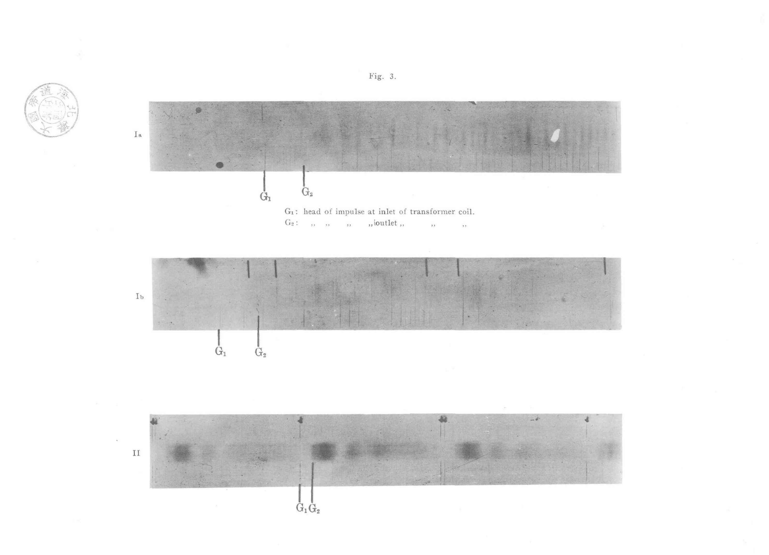Fig. 3.

Ia

$G_1$ $G_2$

$G_1$: head of impulse at inlet of transformer coil.

$G_2$: ,, ,, ,, ,, outlet ,, ,, ,,

Ib

$G_1$ $G_2$

II

$G_1$ $G_2$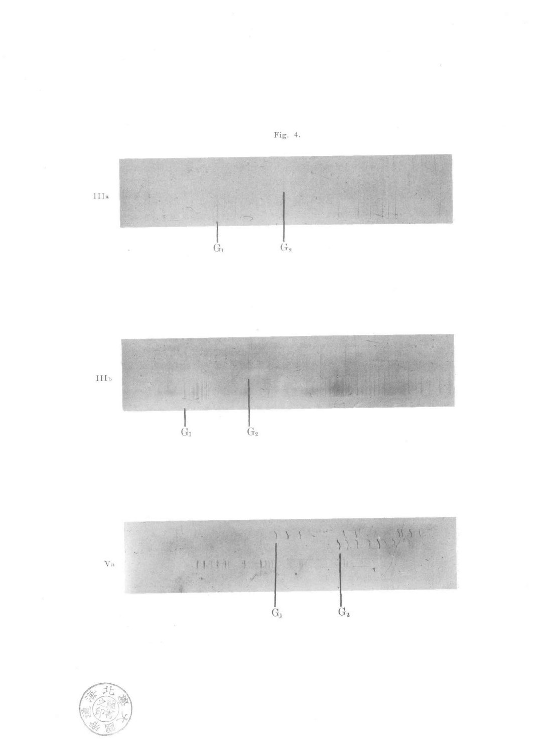Fig. 4.

IIIa

$G_1$ $G_2$

IIIb

$G_1$ $G_2$

Va

$G_1$ $G_2$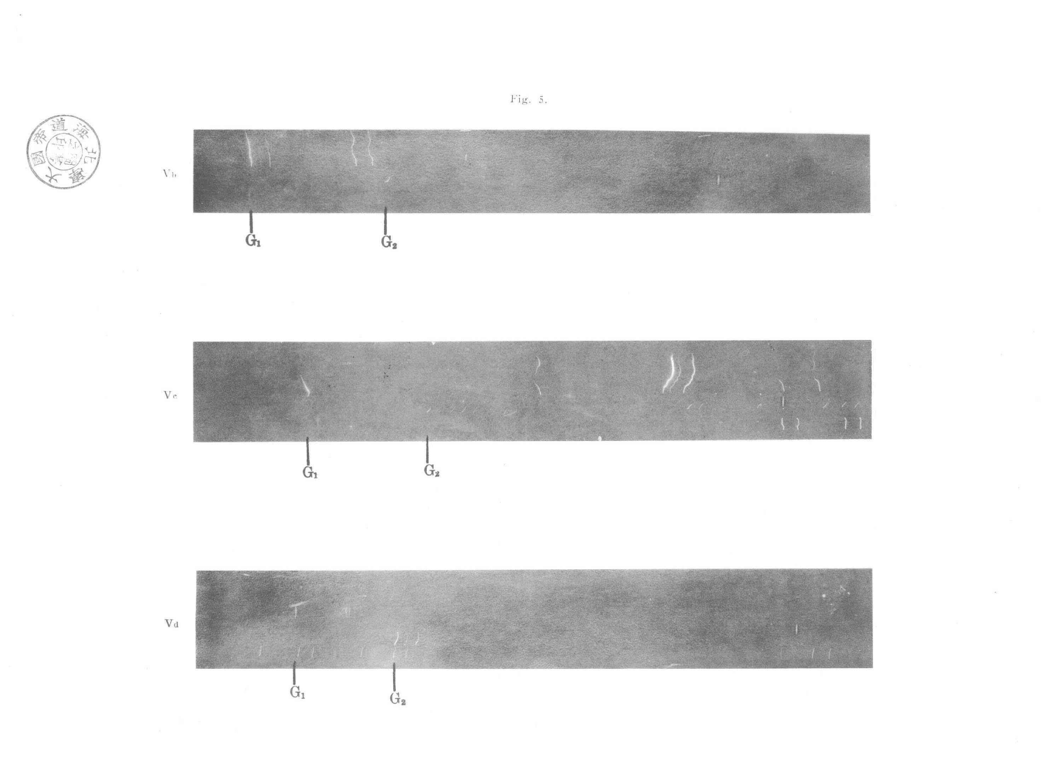Fig. 5.

Vb

$G_1$

$G_2$

Vc

$G_1$

$G_2$

Vd

$G_1$

$G_2$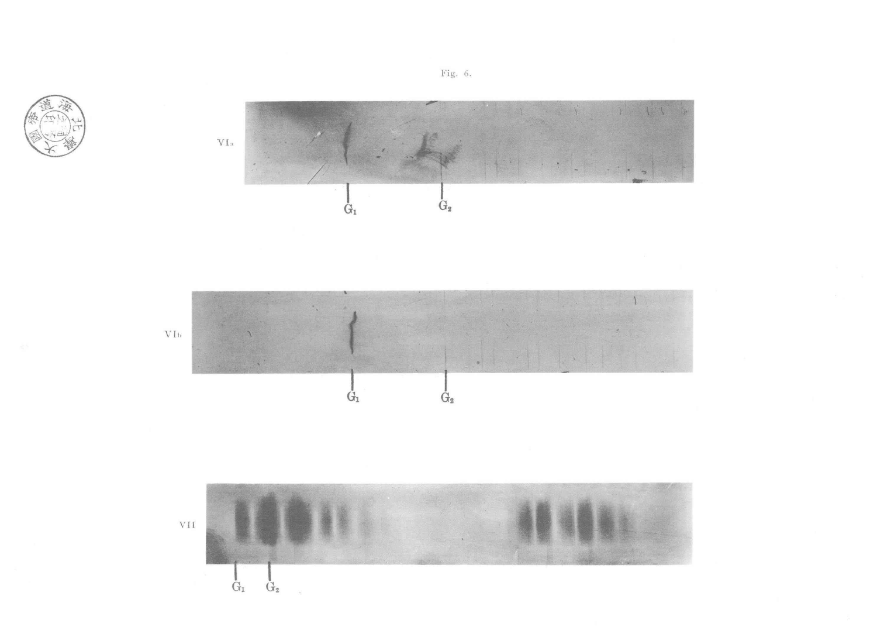Fig. 6.

VIa

$G_1$ $G_2$

VIb

$G_1$ $G_2$

VII

$G_1$ $G_2$